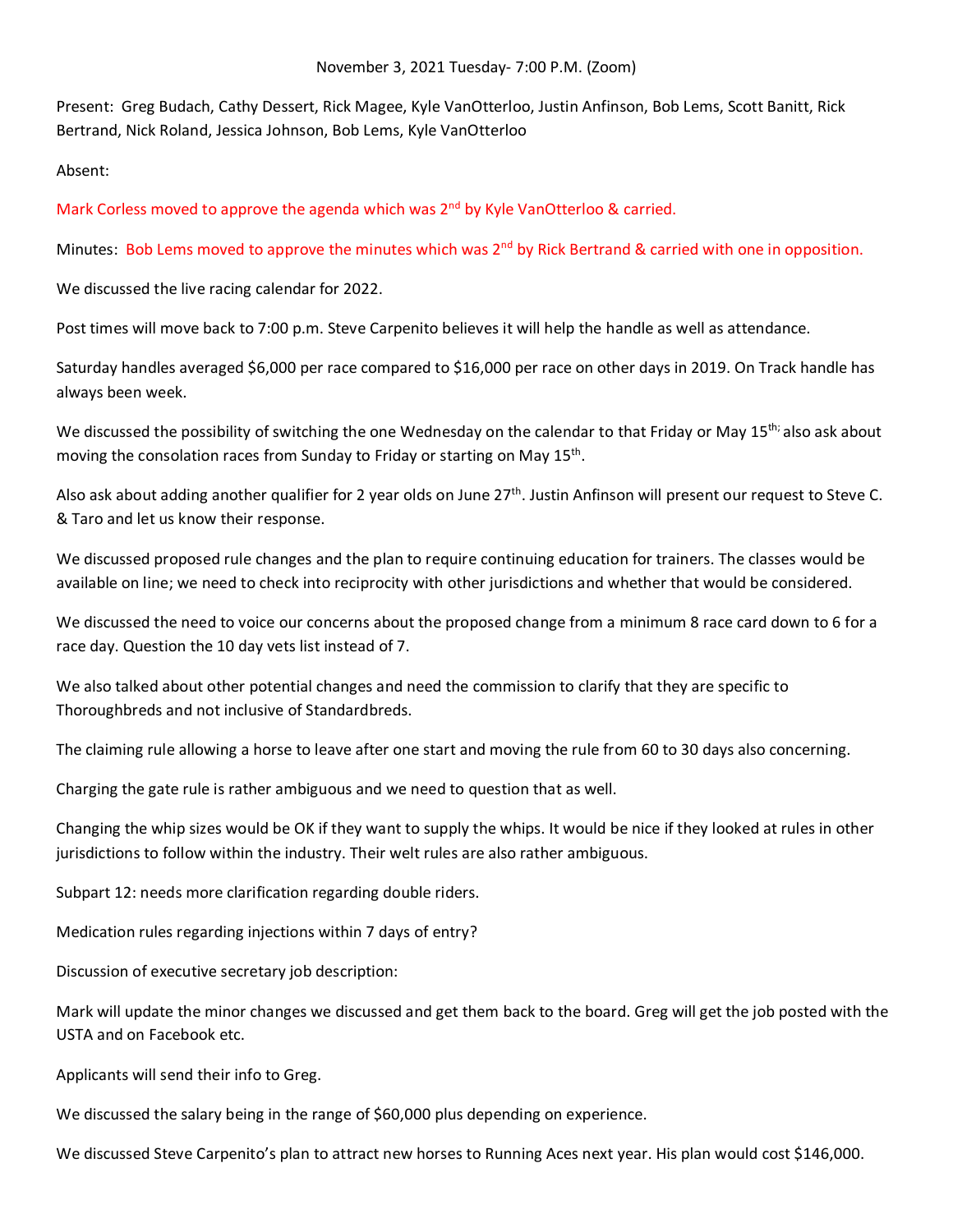November 3, 2021 Tuesday- 7:00 P.M. (Zoom)

Present: Greg Budach, Cathy Dessert, Rick Magee, Kyle VanOtterloo, Justin Anfinson, Bob Lems, Scott Banitt, Rick Bertrand, Nick Roland, Jessica Johnson, Bob Lems, Kyle VanOtterloo

Absent:

Mark Corless moved to approve the agenda which was 2nd by Kyle VanOtterloo & carried.

Minutes: Bob Lems moved to approve the minutes which was 2nd by Rick Bertrand & carried with one in opposition.

We discussed the live racing calendar for 2022.

Post times will move back to 7:00 p.m. Steve Carpenito believes it will help the handle as well as attendance.

Saturday handles averaged $6,000 per race compared to $16,000 per race on other days in 2019. On Track handle has always been week.

We discussed the possibility of switching the one Wednesday on the calendar to that Friday or May 15th; also ask about moving the consolation races from Sunday to Friday or starting on May 15th.

Also ask about adding another qualifier for 2 year olds on June 27th. Justin Anfinson will present our request to Steve C. & Taro and let us know their response.

We discussed proposed rule changes and the plan to require continuing education for trainers. The classes would be available on line; we need to check into reciprocity with other jurisdictions and whether that would be considered.

We discussed the need to voice our concerns about the proposed change from a minimum 8 race card down to 6 for a race day. Question the 10 day vets list instead of 7.

We also talked about other potential changes and need the commission to clarify that they are specific to Thoroughbreds and not inclusive of Standardbreds.

The claiming rule allowing a horse to leave after one start and moving the rule from 60 to 30 days also concerning.

Charging the gate rule is rather ambiguous and we need to question that as well.

Changing the whip sizes would be OK if they want to supply the whips. It would be nice if they looked at rules in other jurisdictions to follow within the industry. Their welt rules are also rather ambiguous.

Subpart 12: needs more clarification regarding double riders.

Medication rules regarding injections within 7 days of entry?

Discussion of executive secretary job description:

Mark will update the minor changes we discussed and get them back to the board. Greg will get the job posted with the USTA and on Facebook etc.

Applicants will send their info to Greg.

We discussed the salary being in the range of $60,000 plus depending on experience.

We discussed Steve Carpenito's plan to attract new horses to Running Aces next year. His plan would cost $146,000.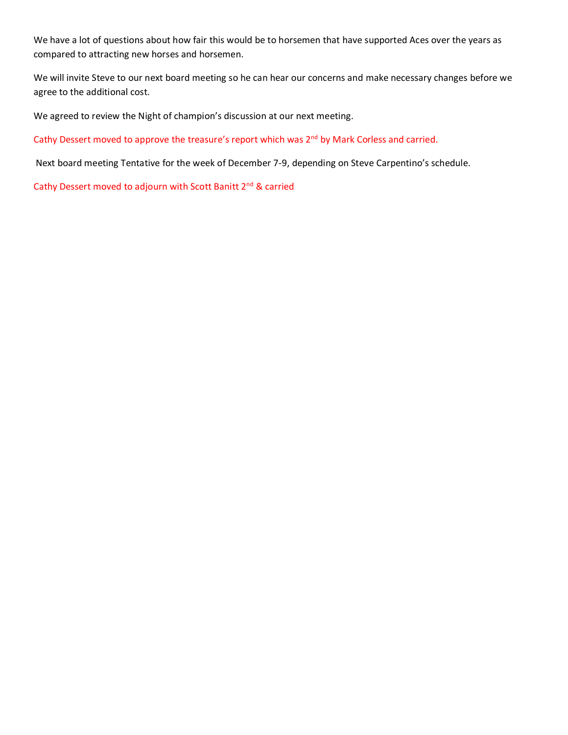We have a lot of questions about how fair this would be to horsemen that have supported Aces over the years as compared to attracting new horses and horsemen.

We will invite Steve to our next board meeting so he can hear our concerns and make necessary changes before we agree to the additional cost.

We agreed to review the Night of champion's discussion at our next meeting.

Cathy Dessert moved to approve the treasure's report which was 2nd by Mark Corless and carried.

Next board meeting Tentative for the week of December 7-9, depending on Steve Carpentino's schedule.

Cathy Dessert moved to adjourn with Scott Banitt 2nd & carried